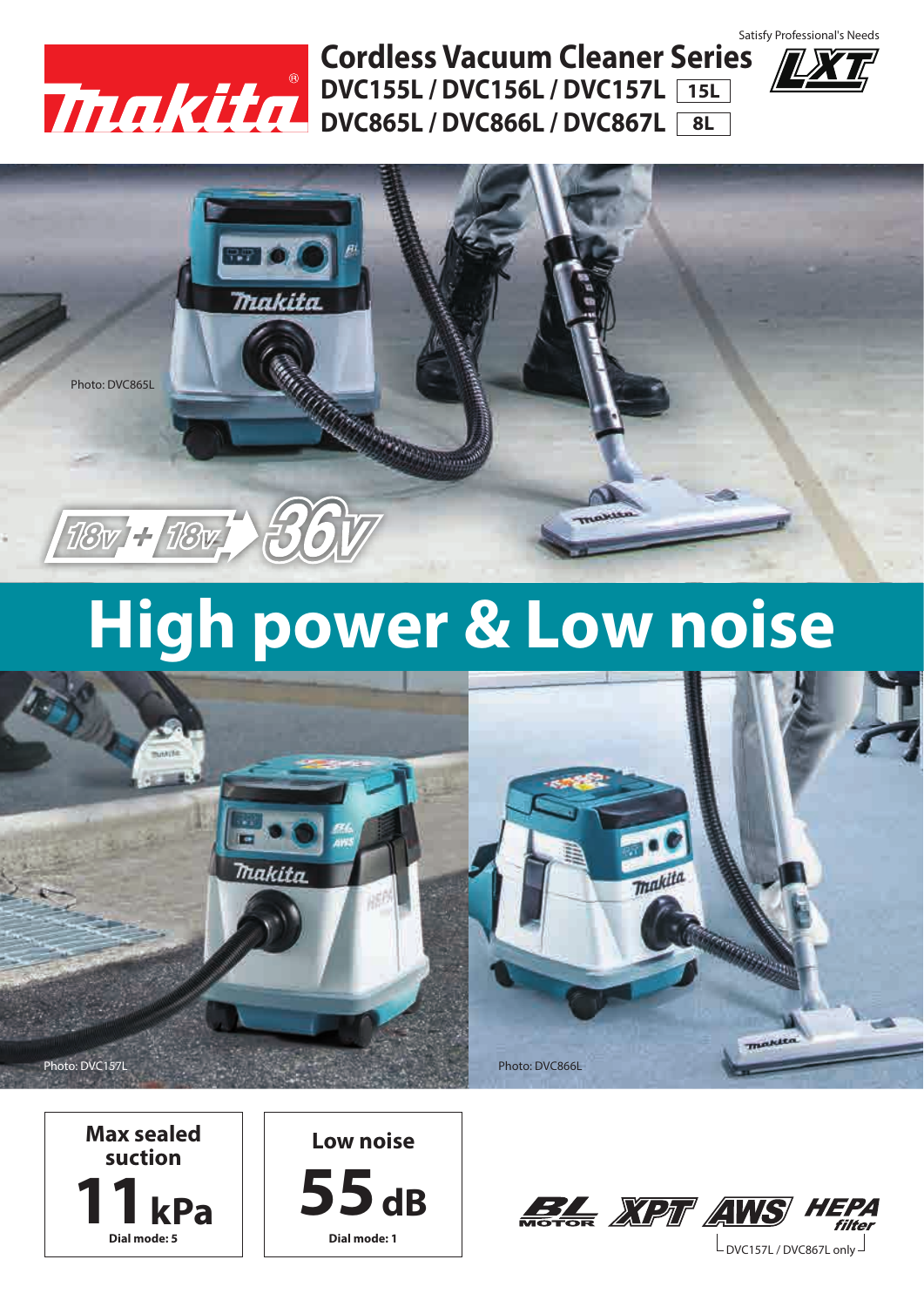Satisfy Professional's Needs

# Cordless Vacuum Cleaner Series

## DVC155L / DVC156L / DVC157L 15L
## DVC865L / DVC866L / DVC867L 8L

LXT

Photo: DVC865L

18V + 18V → 36V

# High power & Low noise

Photo: DVC157L

Photo: DVC866L

**Max sealed suction**
**11 kPa**
Dial mode: 5

**Low noise**
**55 dB**
Dial mode: 1

BL MOTOR · XPT · AWS · HEPA filter

DVC157L / DVC867L only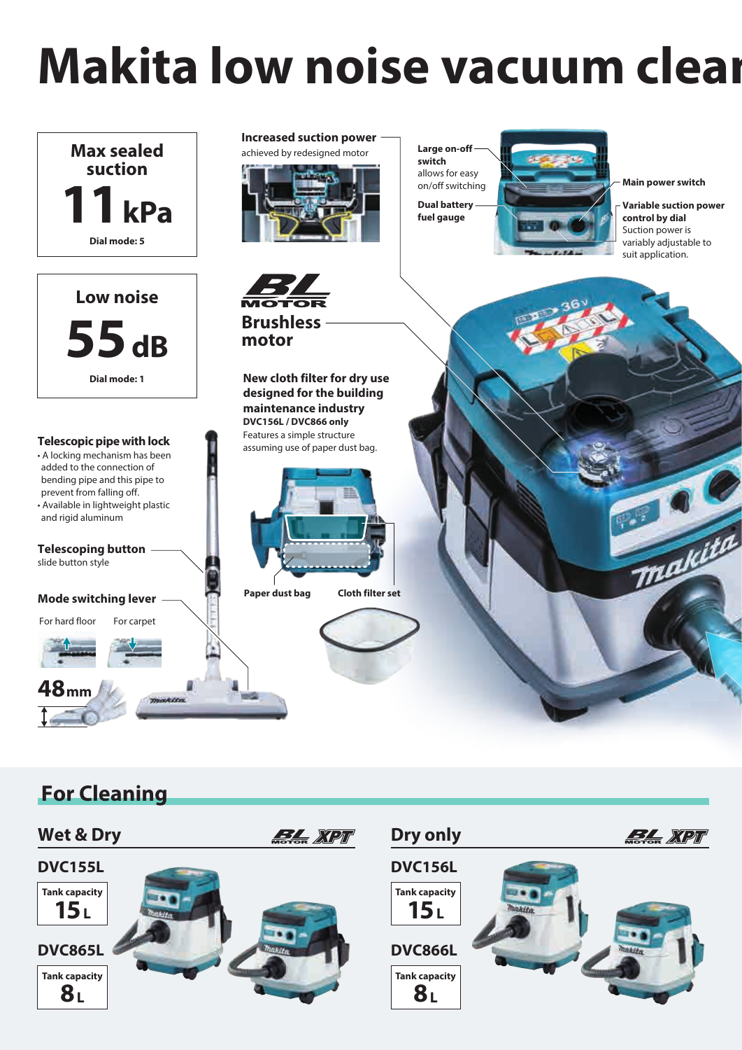# Makita low noise vacuum clea

**Max sealed suction**

**11 kPa**

Dial mode: 5

**Low noise**

**55 dB**

Dial mode: 1

**Increased suction power**
achieved by redesigned motor

**Large on-off switch**
allows for easy on/off switching

**Dual battery fuel gauge**

**Main power switch**

**Variable suction power control by dial**
Suction power is variably adjustable to suit application.

**BL MOTOR**

**Brushless motor**

**New cloth filter for dry use designed for the building maintenance industry**
**DVC156L / DVC866 only**
Features a simple structure assuming use of paper dust bag.

**Paper dust bag**

**Cloth filter set**

**Telescopic pipe with lock**

- A locking mechanism has been added to the connection of bending pipe and this pipe to prevent from falling off.
- Available in lightweight plastic and rigid aluminum

**Telescoping button**
slide button style

**Mode switching lever**

For hard floor / For carpet

**48mm**

## For Cleaning

### Wet & Dry

BL MOTOR XPT

**DVC155L**

Tank capacity **15 L**

**DVC865L**

Tank capacity **8 L**

### Dry only

BL MOTOR XPT

**DVC156L**

Tank capacity **15 L**

**DVC866L**

Tank capacity **8 L**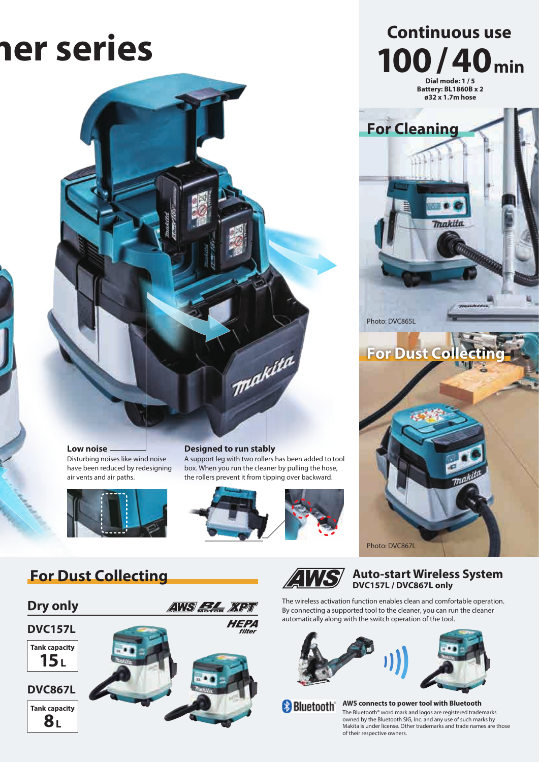# ner series

## Continuous use

**100 / 40 min**

**Dial mode: 1 / 5**
**Battery: BL1860B x 2**
**ø32 x 1.7m hose**

### For Cleaning

Photo: DVC865L

### For Dust Collecting

Photo: DVC867L

**Low noise**
Disturbing noises like wind noise have been reduced by redesigning air vents and air paths.

**Designed to run stably**
A support leg with two rollers has been added to tool box. When you run the cleaner by pulling the hose, the rollers prevent it from tipping over backward.

## For Dust Collecting

### Dry only

AWS BL MOTOR XPT HEPA filter

**DVC157L**

Tank capacity
**15 L**

**DVC867L**

Tank capacity
**8 L**

## Auto-start Wireless System
**DVC157L / DVC867L only**

The wireless activation function enables clean and comfortable operation. By connecting a supported tool to the cleaner, you can run the cleaner automatically along with the switch operation of the tool.

**AWS connects to power tool with Bluetooth**
The Bluetooth® word mark and logos are registered trademarks owned by the Bluetooth SIG, Inc. and any use of such marks by Makita is under license. Other trademarks and trade names are those of their respective owners.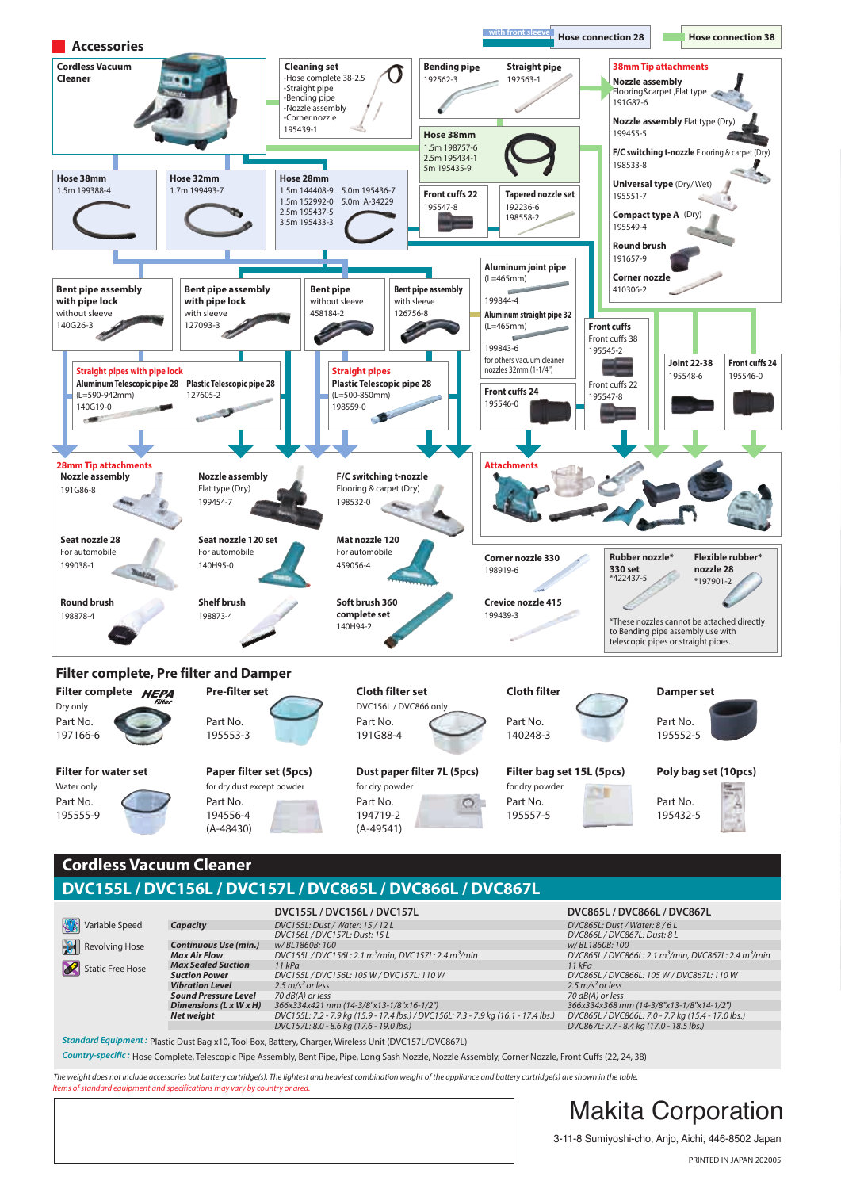## Accessories

with front sleeve | Hose connection 28 | Hose connection 38

**Cordless Vacuum Cleaner**

**Cleaning set**
- -Hose complete 38-2.5
- -Straight pipe
- -Bending pipe
- -Nozzle assembly
- -Corner nozzle

195439-1

**Bending pipe**
192562-3

**Straight pipe**
192563-1

**Hose 38mm**
1.5m 198757-6
2.5m 195434-1
5m 195435-9

**Front cuffs 22**
195547-8

**Tapered nozzle set**
192236-6
198558-2

**38mm Tip attachments**

**Nozzle assembly**
Flooring&carpet ,Flat type
191G87-6

**Nozzle assembly** Flat type (Dry)
199455-5

**F/C switching t-nozzle** Flooring & carpet (Dry)
198533-8

**Universal type** (Dry/ Wet)
195551-7

**Compact type A** (Dry)
195549-4

**Round brush**
191657-9

**Corner nozzle**
410306-2

**Hose 38mm**
1.5m 199388-4

**Hose 32mm**
1.7m 199493-7

**Hose 28mm**
1.5m 144408-9 5.0m 195436-7
1.5m 152992-0 5.0m A-34229
2.5m 195437-5
3.5m 195433-3

**Bent pipe assembly with pipe lock**
without sleeve
140G26-3

**Bent pipe assembly with pipe lock**
with sleeve
127093-3

**Bent pipe**
without sleeve
458184-2

**Bent pipe assembly**
with sleeve
126756-8

**Aluminum joint pipe**
(L=465mm)
199844-4

**Aluminum straight pipe 32**
(L=465mm)
199843-6
for others vacuum cleaner nozzles 32mm (1-1/4")

**Front cuffs**
Front cuffs 38
195545-2
Front cuffs 22
195547-8

**Joint 22-38**
195548-6

**Front cuffs 24**
195546-0

**Straight pipes with pipe lock**

**Aluminum Telescopic pipe 28**
(L=590-942mm)
140G19-0

**Plastic Telescopic pipe 28**
127605-2

**Straight pipes**

**Plastic Telescopic pipe 28**
(L=500-850mm)
198559-0

**Front cuffs 24**
195546-0

**28mm Tip attachments**

**Nozzle assembly**
191G86-8

**Nozzle assembly**
Flat type (Dry)
199454-7

**F/C switching t-nozzle**
Flooring & carpet (Dry)
198532-0

**Seat nozzle 28**
For automobile
199038-1

**Seat nozzle 120 set**
For automobile
140H95-0

**Mat nozzle 120**
For automobile
459056-4

**Round brush**
198878-4

**Shelf brush**
198873-4

**Soft brush 360 complete set**
140H94-2

**Attachments**

**Corner nozzle 330**
198919-6

**Crevice nozzle 415**
199439-3

**Rubber nozzle* 330 set**
*422437-5

**Flexible rubber* nozzle 28**
*197901-2

*These nozzles cannot be attached directly to Bending pipe assembly use with telescopic pipes or straight pipes.

## Filter complete, Pre filter and Damper

**Filter complete** HEPA filter
Dry only
Part No.
197166-6

**Pre-filter set**
Part No.
195553-3

**Cloth filter set**
DVC156L / DVC866 only
Part No.
191G88-4

**Cloth filter**
Part No.
140248-3

**Damper set**
Part No.
195552-5

**Filter for water set**
Water only
Part No.
195555-9

**Paper filter set (5pcs)**
for dry dust except powder
Part No.
194556-4
(A-48430)

**Dust paper filter 7L (5pcs)**
for dry powder
Part No.
194719-2
(A-49541)

**Filter bag set 15L (5pcs)**
for dry powder
Part No.
195557-5

**Poly bag set (10pcs)**
Part No.
195432-5

## Cordless Vacuum Cleaner

## DVC155L / DVC156L / DVC157L / DVC865L / DVC866L / DVC867L

- Variable Speed
- Revolving Hose
- Static Free Hose

| | DVC155L / DVC156L / DVC157L | DVC865L / DVC866L / DVC867L |
|---|---|---|
| *Capacity* | DVC155L: Dust / Water: 15 / 12 L<br>DVC156L / DVC157L: Dust: 15 L | DVC865L: Dust / Water: 8 / 6 L<br>DVC866L / DVC867L: Dust: 8 L |
| *Continuous Use (min.)* | w/ BL1860B: 100 | w/ BL1860B: 100 |
| *Max Air Flow* | DVC155L / DVC156L: 2.1 m³/min, DVC157L: 2.4 m³/min | DVC865L / DVC866L: 2.1 m³/min, DVC867L: 2.4 m³/min |
| *Max Sealed Suction* | 11 kPa | 11 kPa |
| *Suction Power* | DVC155L / DVC156L: 105 W / DVC157L: 110 W | DVC865L / DVC866L: 105 W / DVC867L: 110 W |
| *Vibration Level* | 2.5 m/s² or less | 2.5 m/s² or less |
| *Sound Pressure Level* | 70 dB(A) or less | 70 dB(A) or less |
| *Dimensions (L x W x H)* | 366x334x421 mm (14-3/8"x13-1/8"x16-1/2") | 366x334x368 mm (14-3/8"x13-1/8"x14-1/2") |
| *Net weight* | DVC155L: 7.2 - 7.9 kg (15.9 - 17.4 lbs.) / DVC156L: 7.3 - 7.9 kg (16.1 - 17.4 lbs.)<br>DVC157L: 8.0 - 8.6 kg (17.6 - 19.0 lbs.) | DVC865L / DVC866L: 7.0 - 7.7 kg (15.4 - 17.0 lbs.)<br>DVC867L: 7.7 - 8.4 kg (17.0 - 18.5 lbs.) |

*Standard Equipment :* Plastic Dust Bag x10, Tool Box, Battery, Charger, Wireless Unit (DVC157L/DVC867L)

*Country-specific :* Hose Complete, Telescopic Pipe Assembly, Bent Pipe, Pipe, Long Sash Nozzle, Nozzle Assembly, Corner Nozzle, Front Cuffs (22, 24, 38)

*The weight does not include accessories but battery cartridge(s). The lightest and heaviest combination weight of the appliance and battery cartridge(s) are shown in the table.*
*Items of standard equipment and specifications may vary by country or area.*

# Makita Corporation

3-11-8 Sumiyoshi-cho, Anjo, Aichi, 446-8502 Japan

PRINTED IN JAPAN 202005